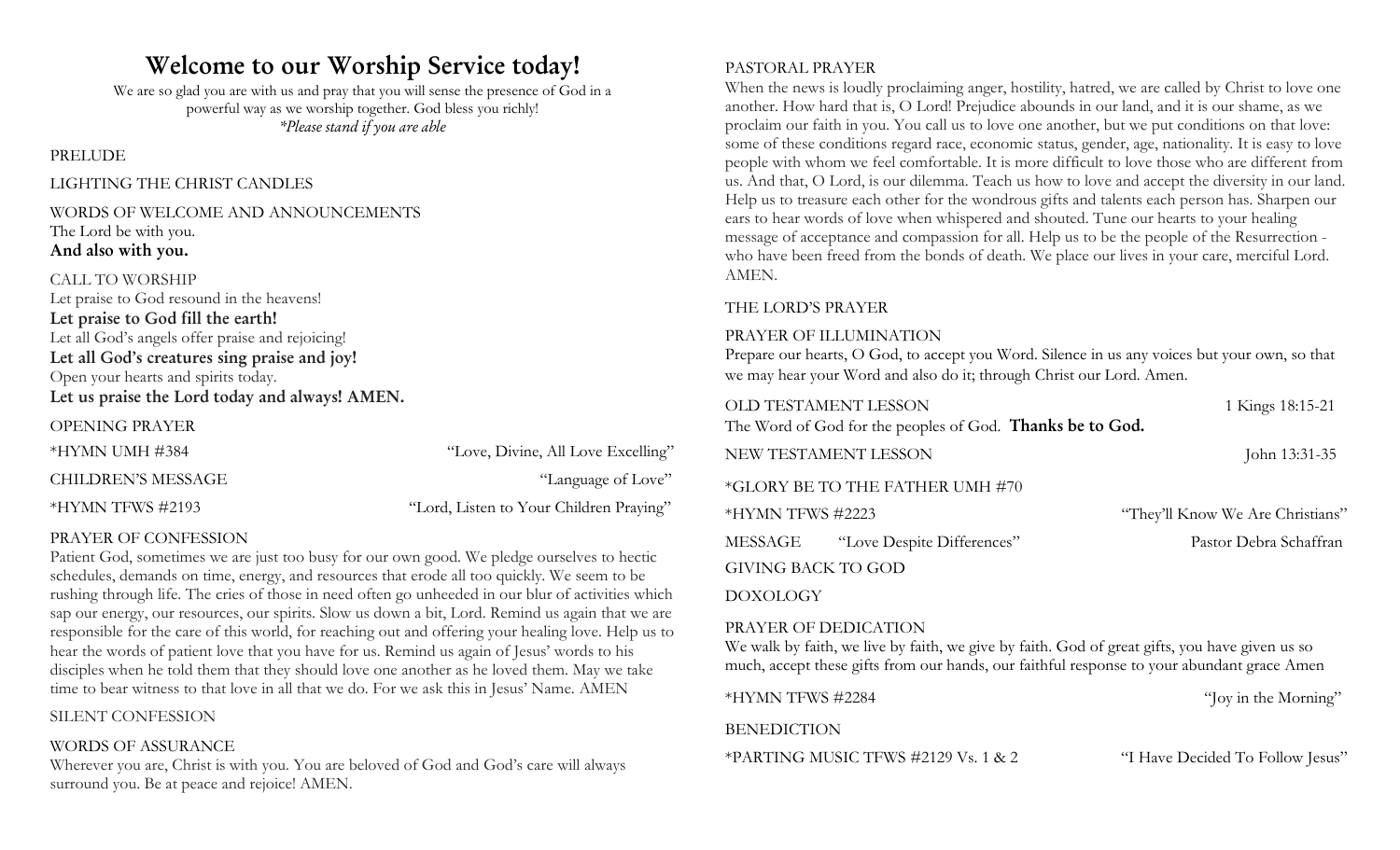# Welcome to our Worship Service today!

We are so glad you are with us and pray that you will sense the presence of God in a powerful way as we worship together. God bless you richly!

*\*Please stand if you are able*

PRELUDE

LIGHTING THE CHRIST CANDLES

WORDS OF WELCOME AND ANNOUNCEMENTS

The Lord be with you.

**And also with you.**

CALL TO WORSHIP

Let praise to God resound in the heavens!

**Let praise to God fill the earth!**

Let all God's angels offer praise and rejoicing!

**Let all God's creatures sing praise and joy!**

Open your hearts and spirits today.

**Let us praise the Lord today and always! AMEN.**

OPENING PRAYER

*HYMN UMH #384 — "Love, Divine, All Love Excelling"

CHILDREN'S MESSAGE — "Language of Love"

*HYMN TFWS #2193 — "Lord, Listen to Your Children Praying"

PRAYER OF CONFESSION

Patient God, sometimes we are just too busy for our own good. We pledge ourselves to hectic schedules, demands on time, energy, and resources that erode all too quickly. We seem to be rushing through life. The cries of those in need often go unheeded in our blur of activities which sap our energy, our resources, our spirits. Slow us down a bit, Lord. Remind us again that we are responsible for the care of this world, for reaching out and offering your healing love. Help us to hear the words of patient love that you have for us. Remind us again of Jesus' words to his disciples when he told them that they should love one another as he loved them. May we take time to bear witness to that love in all that we do. For we ask this in Jesus' Name. AMEN

SILENT CONFESSION

WORDS OF ASSURANCE

Wherever you are, Christ is with you. You are beloved of God and God's care will always surround you. Be at peace and rejoice! AMEN.

PASTORAL PRAYER

When the news is loudly proclaiming anger, hostility, hatred, we are called by Christ to love one another. How hard that is, O Lord! Prejudice abounds in our land, and it is our shame, as we proclaim our faith in you. You call us to love one another, but we put conditions on that love: some of these conditions regard race, economic status, gender, age, nationality. It is easy to love people with whom we feel comfortable. It is more difficult to love those who are different from us. And that, O Lord, is our dilemma. Teach us how to love and accept the diversity in our land. Help us to treasure each other for the wondrous gifts and talents each person has. Sharpen our ears to hear words of love when whispered and shouted. Tune our hearts to your healing message of acceptance and compassion for all. Help us to be the people of the Resurrection - who have been freed from the bonds of death. We place our lives in your care, merciful Lord. AMEN.

THE LORD'S PRAYER

PRAYER OF ILLUMINATION

Prepare our hearts, O God, to accept you Word. Silence in us any voices but your own, so that we may hear your Word and also do it; through Christ our Lord. Amen.

OLD TESTAMENT LESSON — 1 Kings 18:15-21

The Word of God for the peoples of God. **Thanks be to God.**

NEW TESTAMENT LESSON — John 13:31-35

*GLORY BE TO THE FATHER UMH #70

*HYMN TFWS #2223 — "They'll Know We Are Christians"

MESSAGE — "Love Despite Differences" — Pastor Debra Schaffran

GIVING BACK TO GOD

DOXOLOGY

PRAYER OF DEDICATION

We walk by faith, we live by faith, we give by faith. God of great gifts, you have given us so much, accept these gifts from our hands, our faithful response to your abundant grace Amen

*HYMN TFWS #2284 — "Joy in the Morning"

BENEDICTION

*PARTING MUSIC TFWS #2129 Vs. 1 & 2 — "I Have Decided To Follow Jesus"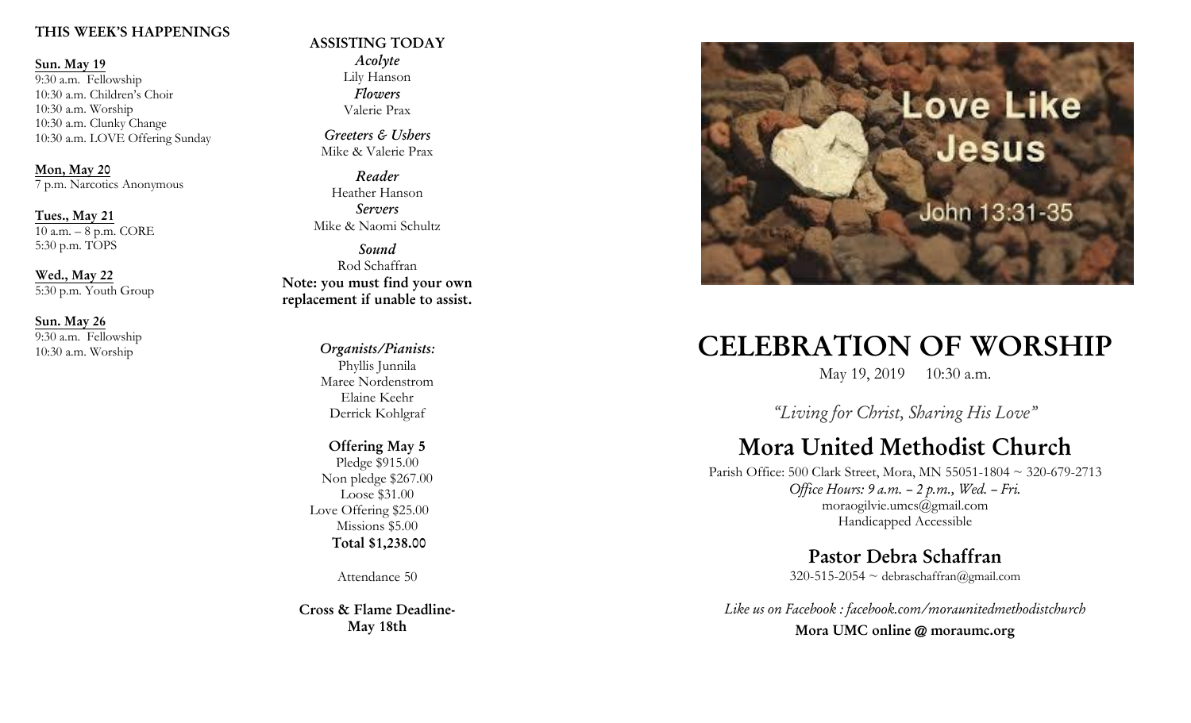**THIS WEEK'S HAPPENINGS**

**Sun. May 19**
9:30 a.m. Fellowship
10:30 a.m. Children's Choir
10:30 a.m. Worship
10:30 a.m. Clunky Change
10:30 a.m. LOVE Offering Sunday

**Mon, May 20**
7 p.m. Narcotics Anonymous

**Tues., May 21**
10 a.m. – 8 p.m. CORE
5:30 p.m. TOPS

**Wed., May 22**
5:30 p.m. Youth Group

**Sun. May 26**
9:30 a.m. Fellowship
10:30 a.m. Worship

**ASSISTING TODAY**

*Acolyte*
Lily Hanson

*Flowers*
Valerie Prax

*Greeters & Ushers*
Mike & Valerie Prax

*Reader*
Heather Hanson

*Servers*
Mike & Naomi Schultz

*Sound*
Rod Schaffran

**Note: you must find your own replacement if unable to assist.**

*Organists/Pianists:*
Phyllis Junnila
Maree Nordenstrom
Elaine Keehr
Derrick Kohlgraf

**Offering May 5**
Pledge $915.00
Non pledge $267.00
Loose $31.00
Love Offering $25.00
Missions $5.00
**Total $1,238.00**

Attendance 50

**Cross & Flame Deadline-May 18th**

Love Like Jesus
John 13:31-35

# CELEBRATION OF WORSHIP

May 19, 2019 10:30 a.m.

*"Living for Christ, Sharing His Love"*

## Mora United Methodist Church

Parish Office: 500 Clark Street, Mora, MN 55051-1804 ~ 320-679-2713
*Office Hours: 9 a.m. – 2 p.m., Wed. – Fri.*
moraogilvie.umcs@gmail.com
Handicapped Accessible

### Pastor Debra Schaffran

320-515-2054 ~ debraschaffran@gmail.com

*Like us on Facebook : facebook.com/moraunitedmethodistchurch*

**Mora UMC online @ moraumc.org**